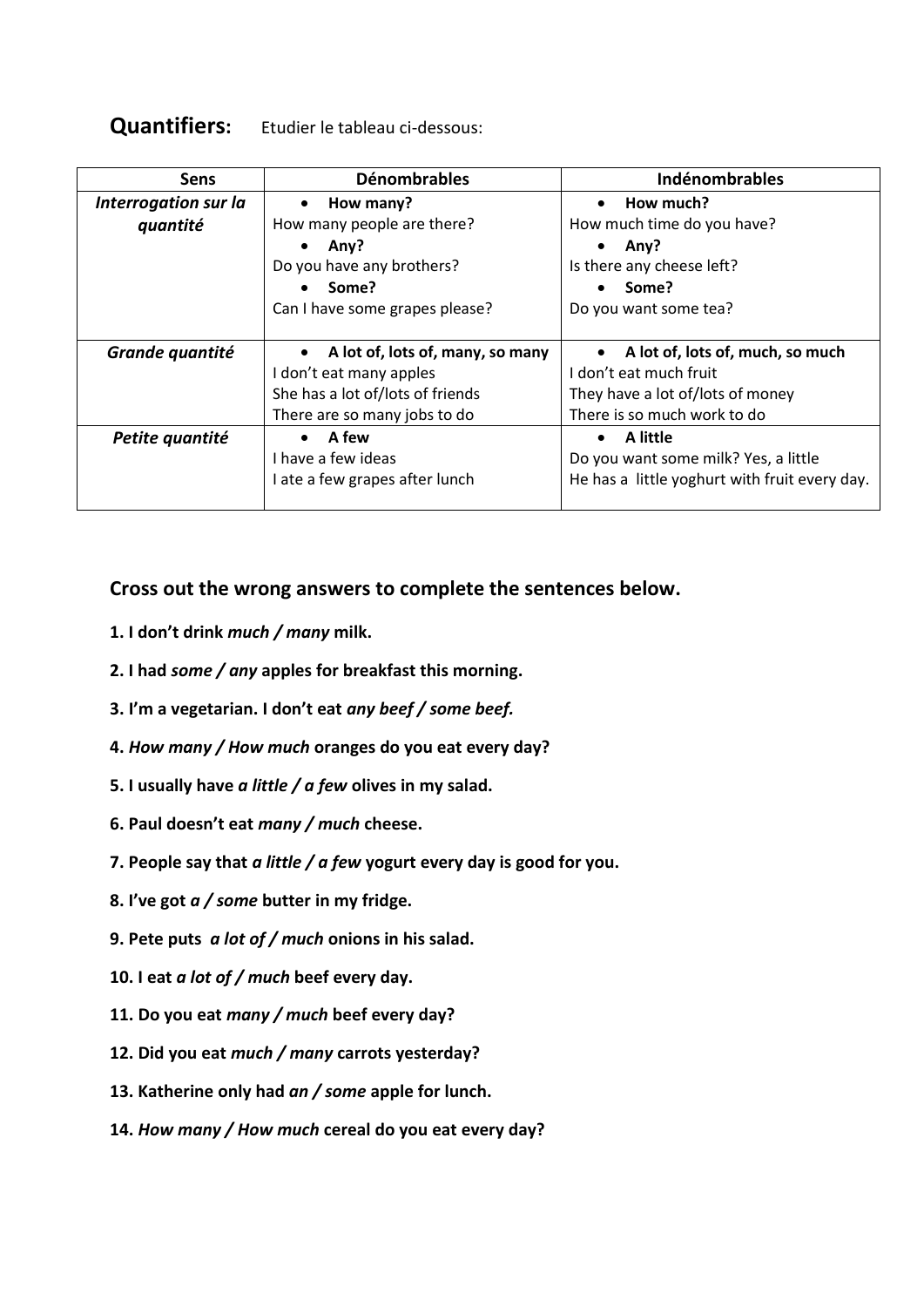## **Quantifiers**: Etudier le tableau ci-dessous:

| Sens | Dénombrables | Indénombrables |
|---|---|---|
| ***Interrogation sur la quantité*** | • **How many?**<br>How many people are there?<br>• **Any?**<br>Do you have any brothers?<br>• **Some?**<br>Can I have some grapes please? | • **How much?**<br>How much time do you have?<br>• **Any?**<br>Is there any cheese left?<br>• **Some?**<br>Do you want some tea? |
| ***Grande quantité*** | • **A lot of, lots of, many, so many**<br>I don't eat many apples<br>She has a lot of/lots of friends<br>There are so many jobs to do | • **A lot of, lots of, much, so much**<br>I don't eat much fruit<br>They have a lot of/lots of money<br>There is so much work to do |
| ***Petite quantité*** | • **A few**<br>I have a few ideas<br>I ate a few grapes after lunch | • **A little**<br>Do you want some milk? Yes, a little<br>He has a little yoghurt with fruit every day. |

### **Cross out the wrong answers to complete the sentences below.**

**1. I don't drink *much / many* milk.**

**2. I had *some / any* apples for breakfast this morning.**

**3. I'm a vegetarian. I don't eat *any beef / some beef.***

**4. *How many / How much* oranges do you eat every day?**

**5. I usually have *a little / a few* olives in my salad.**

**6. Paul doesn't eat *many / much* cheese.**

**7. People say that *a little / a few* yogurt every day is good for you.**

**8. I've got *a / some* butter in my fridge.**

**9. Pete puts *a lot of / much* onions in his salad.**

**10. I eat *a lot of / much* beef every day.**

**11. Do you eat *many / much* beef every day?**

**12. Did you eat *much / many* carrots yesterday?**

**13. Katherine only had *an / some* apple for lunch.**

**14. *How many / How much* cereal do you eat every day?**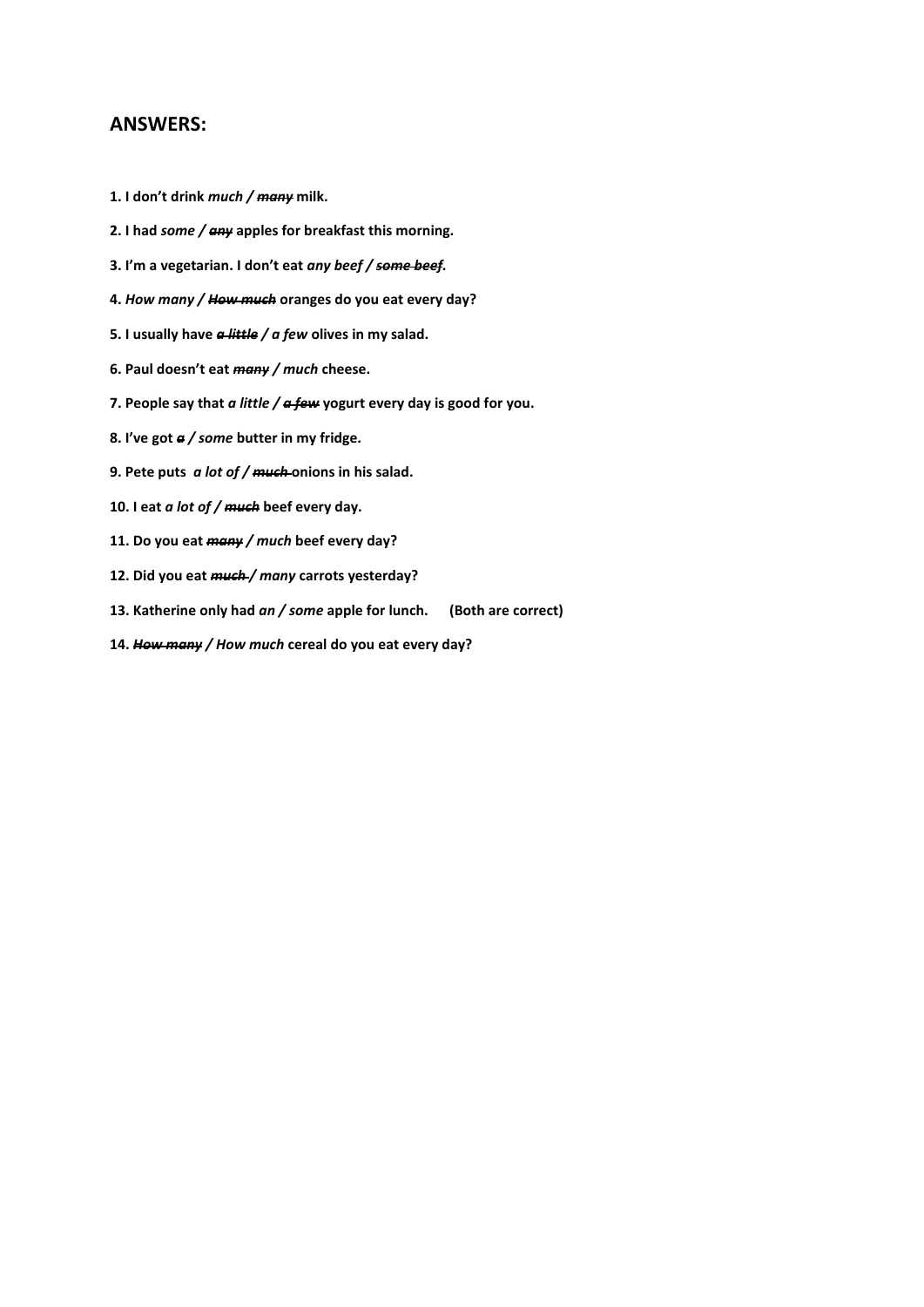## ANSWERS:

**1. I don't drink *much* / ~~*many*~~ milk.**

**2. I had *some* / ~~*any*~~ apples for breakfast this morning.**

**3. I'm a vegetarian. I don't eat *any beef* / ~~*some beef*~~.**

**4. *How many* / ~~*How much*~~ oranges do you eat every day?**

**5. I usually have ~~*a little*~~ / *a few* olives in my salad.**

**6. Paul doesn't eat ~~*many*~~ / *much* cheese.**

**7. People say that *a little* / ~~*a few*~~ yogurt every day is good for you.**

**8. I've got ~~*a*~~ / *some* butter in my fridge.**

**9. Pete puts *a lot of* / ~~*much*~~ onions in his salad.**

**10. I eat *a lot of* / ~~*much*~~ beef every day.**

**11. Do you eat ~~*many*~~ / *much* beef every day?**

**12. Did you eat ~~*much*~~ / *many* carrots yesterday?**

**13. Katherine only had *an* / *some* apple for lunch. (Both are correct)**

**14. ~~*How many*~~ / *How much* cereal do you eat every day?**